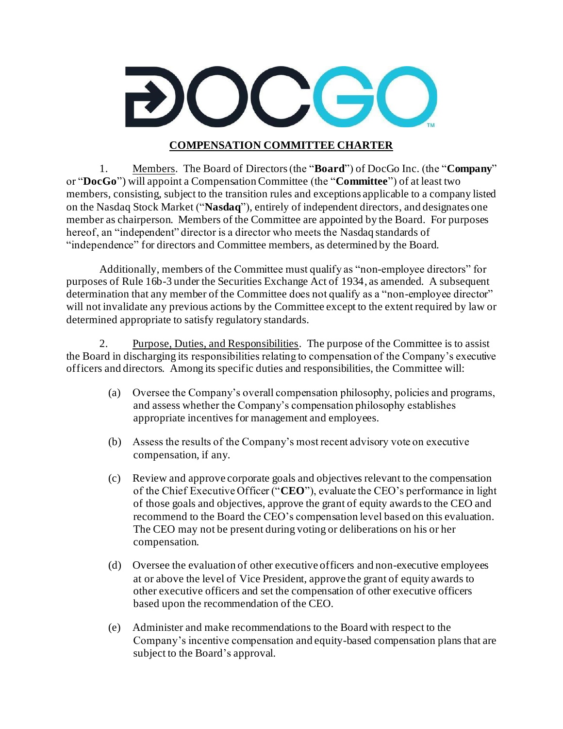# COMPENSATION COMMITTEE CHARTER

1. Members. The Board of Directors (the "**Board**") of DocGo Inc. (the "**Company**" or "**DocGo**") will appoint a Compensation Committee (the "**Committee**") of at least two members, consisting, subject to the transition rules and exceptions applicable to a company listed on the Nasdaq Stock Market ("**Nasdaq**"), entirely of independent directors, and designates one member as chairperson. Members of the Committee are appointed by the Board. For purposes hereof, an "independent" director is a director who meets the Nasdaq standards of "independence" for directors and Committee members, as determined by the Board.

Additionally, members of the Committee must qualify as "non-employee directors" for purposes of Rule 16b-3 under the Securities Exchange Act of 1934, as amended. A subsequent determination that any member of the Committee does not qualify as a "non-employee director" will not invalidate any previous actions by the Committee except to the extent required by law or determined appropriate to satisfy regulatory standards.

2. Purpose, Duties, and Responsibilities. The purpose of the Committee is to assist the Board in discharging its responsibilities relating to compensation of the Company's executive officers and directors. Among its specific duties and responsibilities, the Committee will:

(a) Oversee the Company's overall compensation philosophy, policies and programs, and assess whether the Company's compensation philosophy establishes appropriate incentives for management and employees.

(b) Assess the results of the Company's most recent advisory vote on executive compensation, if any.

(c) Review and approve corporate goals and objectives relevant to the compensation of the Chief Executive Officer ("**CEO**"), evaluate the CEO's performance in light of those goals and objectives, approve the grant of equity awards to the CEO and recommend to the Board the CEO's compensation level based on this evaluation. The CEO may not be present during voting or deliberations on his or her compensation.

(d) Oversee the evaluation of other executive officers and non-executive employees at or above the level of Vice President, approve the grant of equity awards to other executive officers and set the compensation of other executive officers based upon the recommendation of the CEO.

(e) Administer and make recommendations to the Board with respect to the Company's incentive compensation and equity-based compensation plans that are subject to the Board's approval.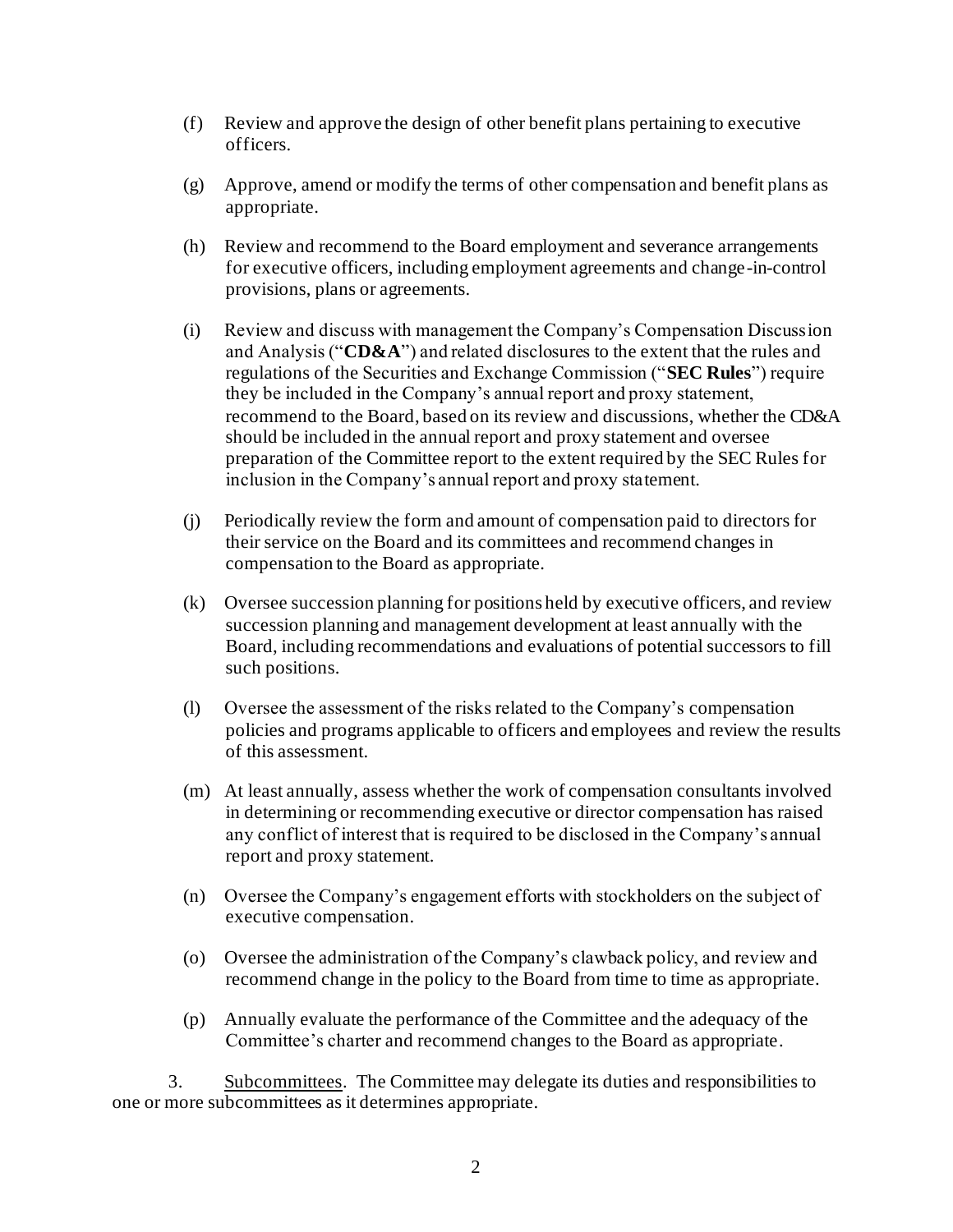(f) Review and approve the design of other benefit plans pertaining to executive officers.

(g) Approve, amend or modify the terms of other compensation and benefit plans as appropriate.

(h) Review and recommend to the Board employment and severance arrangements for executive officers, including employment agreements and change-in-control provisions, plans or agreements.

(i) Review and discuss with management the Company's Compensation Discussion and Analysis ("**CD&A**") and related disclosures to the extent that the rules and regulations of the Securities and Exchange Commission ("**SEC Rules**") require they be included in the Company's annual report and proxy statement, recommend to the Board, based on its review and discussions, whether the CD&A should be included in the annual report and proxy statement and oversee preparation of the Committee report to the extent required by the SEC Rules for inclusion in the Company's annual report and proxy statement.

(j) Periodically review the form and amount of compensation paid to directors for their service on the Board and its committees and recommend changes in compensation to the Board as appropriate.

(k) Oversee succession planning for positions held by executive officers, and review succession planning and management development at least annually with the Board, including recommendations and evaluations of potential successors to fill such positions.

(l) Oversee the assessment of the risks related to the Company's compensation policies and programs applicable to officers and employees and review the results of this assessment.

(m) At least annually, assess whether the work of compensation consultants involved in determining or recommending executive or director compensation has raised any conflict of interest that is required to be disclosed in the Company's annual report and proxy statement.

(n) Oversee the Company's engagement efforts with stockholders on the subject of executive compensation.

(o) Oversee the administration of the Company's clawback policy, and review and recommend change in the policy to the Board from time to time as appropriate.

(p) Annually evaluate the performance of the Committee and the adequacy of the Committee's charter and recommend changes to the Board as appropriate.

3. Subcommittees. The Committee may delegate its duties and responsibilities to one or more subcommittees as it determines appropriate.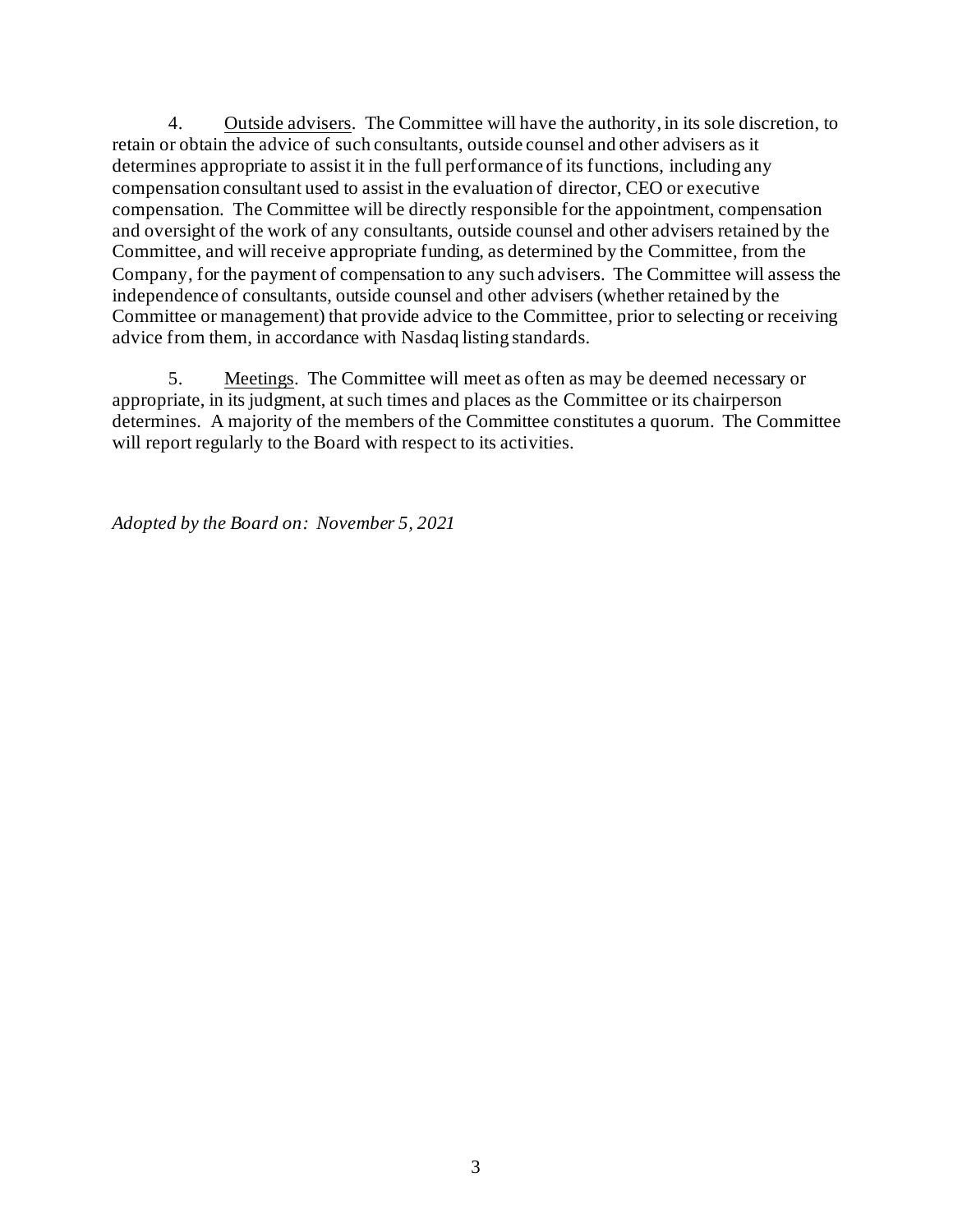4. Outside advisers. The Committee will have the authority, in its sole discretion, to retain or obtain the advice of such consultants, outside counsel and other advisers as it determines appropriate to assist it in the full performance of its functions, including any compensation consultant used to assist in the evaluation of director, CEO or executive compensation. The Committee will be directly responsible for the appointment, compensation and oversight of the work of any consultants, outside counsel and other advisers retained by the Committee, and will receive appropriate funding, as determined by the Committee, from the Company, for the payment of compensation to any such advisers. The Committee will assess the independence of consultants, outside counsel and other advisers (whether retained by the Committee or management) that provide advice to the Committee, prior to selecting or receiving advice from them, in accordance with Nasdaq listing standards.

5. Meetings. The Committee will meet as often as may be deemed necessary or appropriate, in its judgment, at such times and places as the Committee or its chairperson determines. A majority of the members of the Committee constitutes a quorum. The Committee will report regularly to the Board with respect to its activities.

*Adopted by the Board on: November 5, 2021*